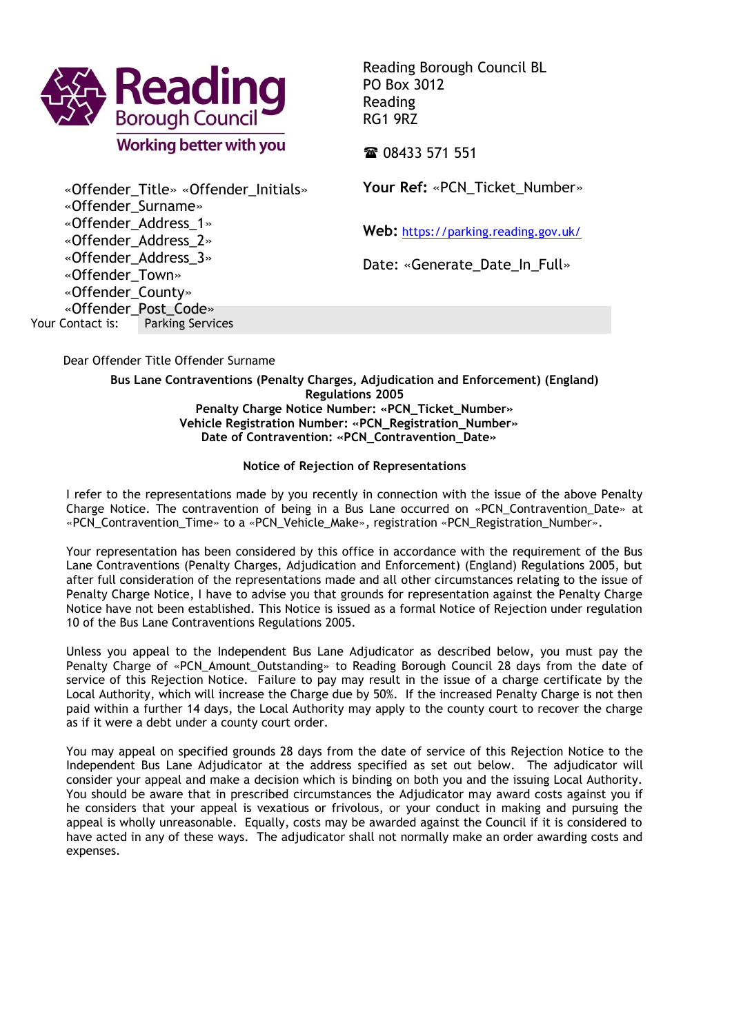**Reading Borough Council**
Working better with you

Reading Borough Council BL
PO Box 3012
Reading
RG1 9RZ

☎ 08433 571 551

**Your Ref:** «PCN_Ticket_Number»

**Web:** https://parking.reading.gov.uk/

Date: «Generate_Date_In_Full»

«Offender_Title» «Offender_Initials»
«Offender_Surname»
«Offender_Address_1»
«Offender_Address_2»
«Offender_Address_3»
«Offender_Town»
«Offender_County»
«Offender_Post_Code»

Your Contact is: Parking Services

Dear Offender Title Offender Surname

**Bus Lane Contraventions (Penalty Charges, Adjudication and Enforcement) (England) Regulations 2005**
**Penalty Charge Notice Number: «PCN_Ticket_Number»**
**Vehicle Registration Number: «PCN_Registration_Number»**
**Date of Contravention: «PCN_Contravention_Date»**

**Notice of Rejection of Representations**

I refer to the representations made by you recently in connection with the issue of the above Penalty Charge Notice. The contravention of being in a Bus Lane occurred on «PCN_Contravention_Date» at «PCN_Contravention_Time» to a «PCN_Vehicle_Make», registration «PCN_Registration_Number».

Your representation has been considered by this office in accordance with the requirement of the Bus Lane Contraventions (Penalty Charges, Adjudication and Enforcement) (England) Regulations 2005, but after full consideration of the representations made and all other circumstances relating to the issue of Penalty Charge Notice, I have to advise you that grounds for representation against the Penalty Charge Notice have not been established. This Notice is issued as a formal Notice of Rejection under regulation 10 of the Bus Lane Contraventions Regulations 2005.

Unless you appeal to the Independent Bus Lane Adjudicator as described below, you must pay the Penalty Charge of «PCN_Amount_Outstanding» to Reading Borough Council 28 days from the date of service of this Rejection Notice. Failure to pay may result in the issue of a charge certificate by the Local Authority, which will increase the Charge due by 50%. If the increased Penalty Charge is not then paid within a further 14 days, the Local Authority may apply to the county court to recover the charge as if it were a debt under a county court order.

You may appeal on specified grounds 28 days from the date of service of this Rejection Notice to the Independent Bus Lane Adjudicator at the address specified as set out below. The adjudicator will consider your appeal and make a decision which is binding on both you and the issuing Local Authority. You should be aware that in prescribed circumstances the Adjudicator may award costs against you if he considers that your appeal is vexatious or frivolous, or your conduct in making and pursuing the appeal is wholly unreasonable. Equally, costs may be awarded against the Council if it is considered to have acted in any of these ways. The adjudicator shall not normally make an order awarding costs and expenses.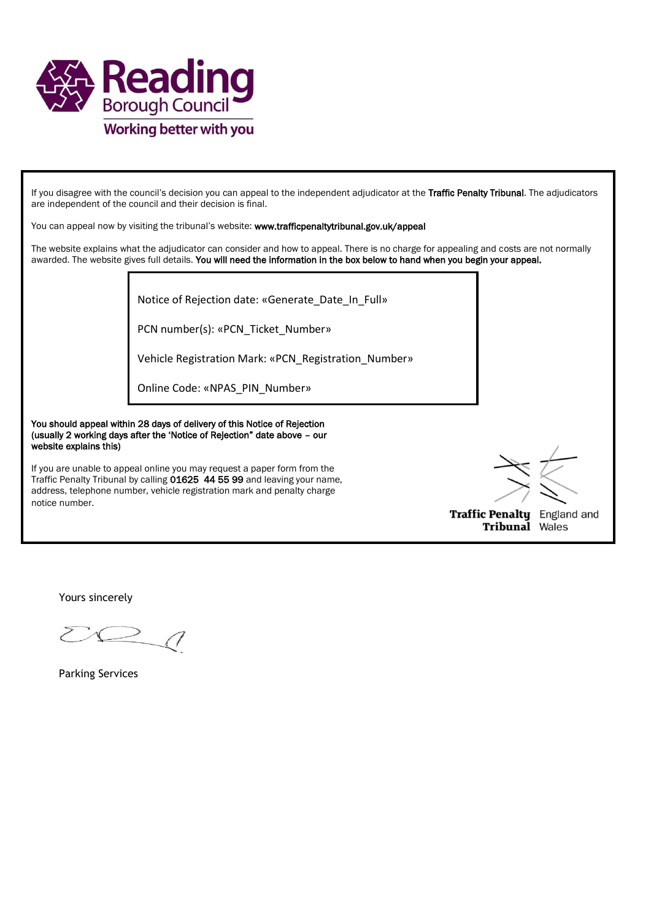Reading Borough Council
Working better with you

If you disagree with the council's decision you can appeal to the independent adjudicator at the **Traffic Penalty Tribunal**. The adjudicators are independent of the council and their decision is final.

You can appeal now by visiting the tribunal's website: **www.trafficpenaltytribunal.gov.uk/appeal**

The website explains what the adjudicator can consider and how to appeal. There is no charge for appealing and costs are not normally awarded. The website gives full details. **You will need the information in the box below to hand when you begin your appeal.**

Notice of Rejection date: «Generate_Date_In_Full»

PCN number(s): «PCN_Ticket_Number»

Vehicle Registration Mark: «PCN_Registration_Number»

Online Code: «NPAS_PIN_Number»

**You should appeal within 28 days of delivery of this Notice of Rejection (usually 2 working days after the 'Notice of Rejection" date above – our website explains this)**

If you are unable to appeal online you may request a paper form from the Traffic Penalty Tribunal by calling **01625 44 55 99** and leaving your name, address, telephone number, vehicle registration mark and penalty charge notice number.

**Traffic Penalty Tribunal** England and Wales

Yours sincerely

Parking Services